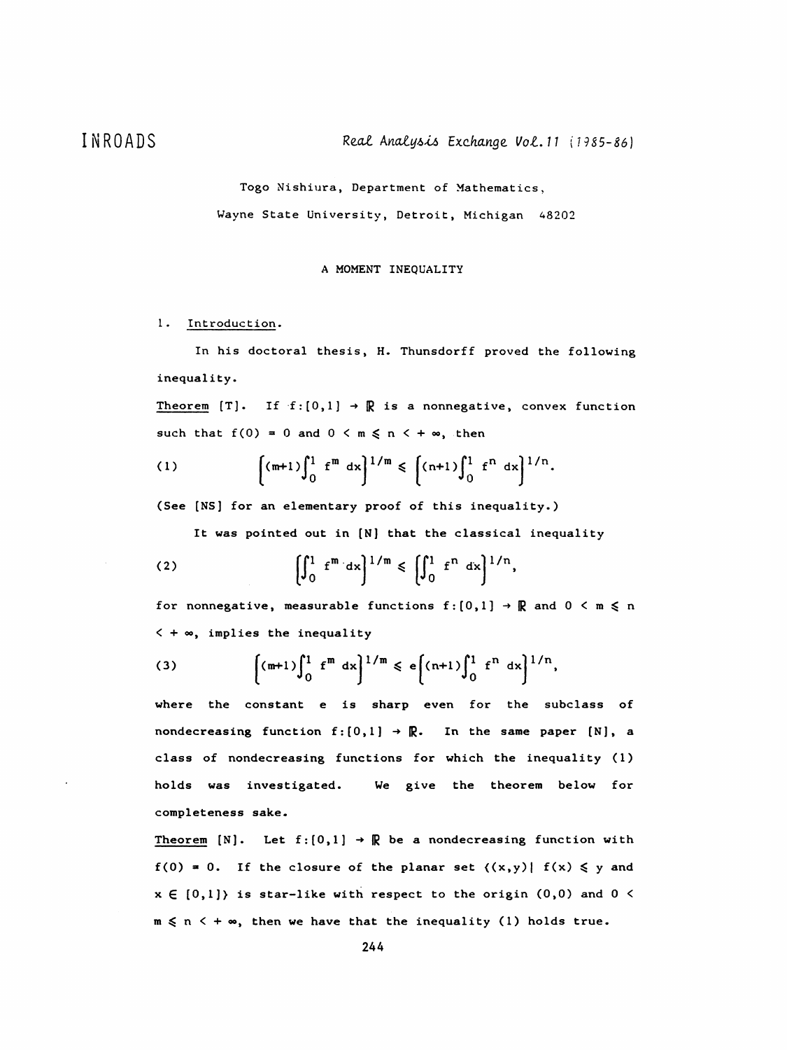INROADS

Togo Nishiura, Department of Mathematics,

Wayne State University, Detroit, Michigan 48202

## A MOMENT INEQUALITY

### 1. Introduction.

In his doctoral thesis, H. Thunsdorff proved the following inequality.

Theorem [T]. If $f:[0,1] \to \mathbb{R}$ is a nonnegative, convex function such that $f(0) = 0$ and $0 < m \leqslant n < +\infty$, then

$$\left[(m+1)\int_0^1 f^m \, dx\right]^{1/m} \leqslant \left[(n+1)\int_0^1 f^n \, dx\right]^{1/n}. \tag{1}$$

(See [NS] for an elementary proof of this inequality.)

It was pointed out in [N] that the classical inequality

$$\left[\int_0^1 f^m \, dx\right]^{1/m} \leqslant \left[\int_0^1 f^n \, dx\right]^{1/n}, \tag{2}$$

for nonnegative, measurable functions $f:[0,1] \to \mathbb{R}$ and $0 < m \leqslant n < +\infty$, implies the inequality

$$\left[(m+1)\int_0^1 f^m \, dx\right]^{1/m} \leqslant e\left[(n+1)\int_0^1 f^n \, dx\right]^{1/n}, \tag{3}$$

where the constant $e$ is sharp even for the subclass of nondecreasing function $f:[0,1] \to \mathbb{R}$. In the same paper [N], a class of nondecreasing functions for which the inequality (1) holds was investigated. We give the theorem below for completeness sake.

Theorem [N]. Let $f:[0,1] \to \mathbb{R}$ be a nondecreasing function with $f(0) = 0$. If the closure of the planar set $\{(x,y) \mid f(x) \leqslant y$ and $x \in [0,1]\}$ is star-like with respect to the origin $(0,0)$ and $0 < m \leqslant n < +\infty$, then we have that the inequality (1) holds true.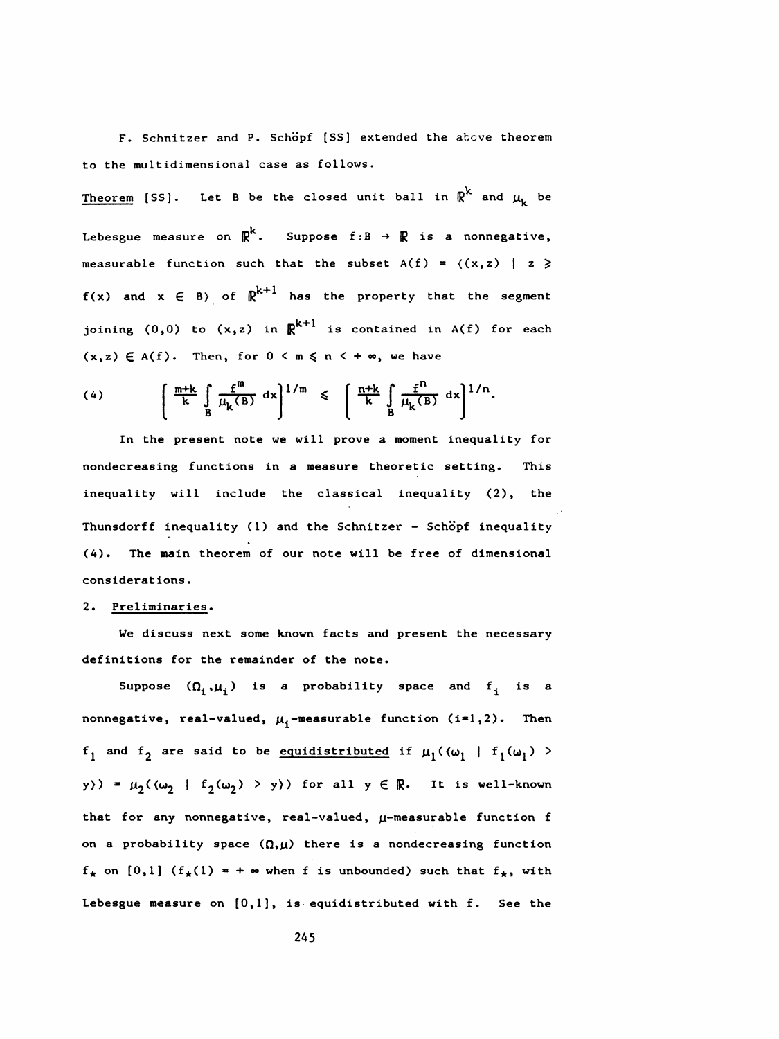F. Schnitzer and P. Schöpf [SS] extended the above theorem to the multidimensional case as follows.

Theorem [SS]. Let B be the closed unit ball in $\mathbb{R}^k$ and $\mu_k$ be Lebesgue measure on $\mathbb{R}^k$. Suppose $f: B \to \mathbb{R}$ is a nonnegative, measurable function such that the subset $A(f) = \{(x,z) \mid z \geq f(x) \text{ and } x \in B\}$ of $\mathbb{R}^{k+1}$ has the property that the segment joining $(0,0)$ to $(x,z)$ in $\mathbb{R}^{k+1}$ is contained in $A(f)$ for each $(x,z) \in A(f)$. Then, for $0 < m \leq n < +\infty$, we have

$$(4) \qquad \left[ \frac{m+k}{k} \int_B \frac{f^m}{\mu_k(B)} \, dx \right]^{1/m} \leq \left[ \frac{n+k}{k} \int_B \frac{f^n}{\mu_k(B)} \, dx \right]^{1/n}.$$

In the present note we will prove a moment inequality for nondecreasing functions in a measure theoretic setting. This inequality will include the classical inequality (2), the Thunsdorff inequality (1) and the Schnitzer - Schöpf inequality (4). The main theorem of our note will be free of dimensional considerations.

## 2. Preliminaries.

We discuss next some known facts and present the necessary definitions for the remainder of the note.

Suppose $(\Omega_i, \mu_i)$ is a probability space and $f_i$ is a nonnegative, real-valued, $\mu_i$-measurable function $(i=1,2)$. Then $f_1$ and $f_2$ are said to be equidistributed if $\mu_1(\{\omega_1 \mid f_1(\omega_1) > y\}) = \mu_2(\{\omega_2 \mid f_2(\omega_2) > y\})$ for all $y \in \mathbb{R}$. It is well-known that for any nonnegative, real-valued, $\mu$-measurable function f on a probability space $(\Omega,\mu)$ there is a nondecreasing function $f_*$ on $[0,1]$ ($f_*(1) = +\infty$ when f is unbounded) such that $f_*$, with Lebesgue measure on $[0,1]$, is equidistributed with f. See the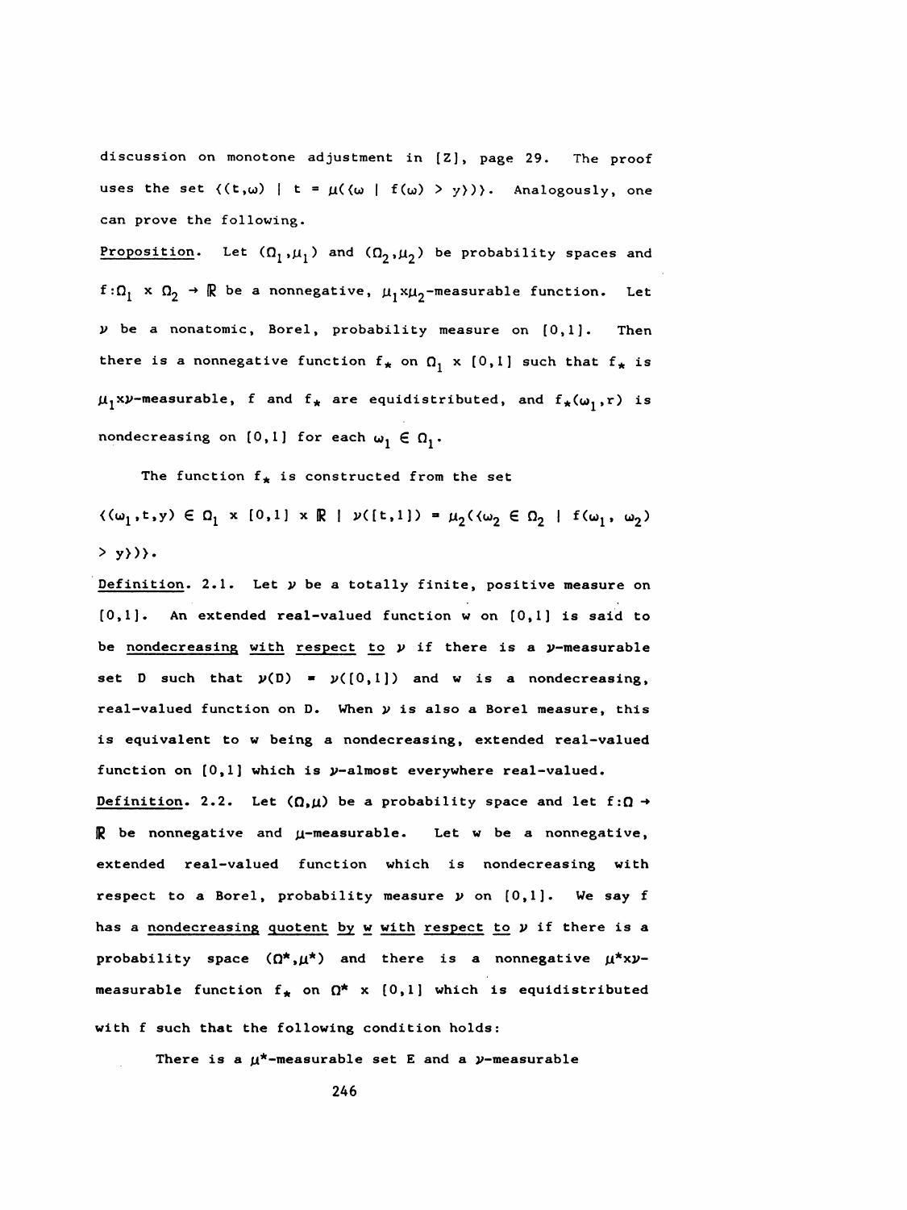discussion on monotone adjustment in [Z], page 29. The proof uses the set $\{(t,\omega) \mid t = \mu(\{\omega \mid f(\omega) > y\})\}$. Analogously, one can prove the following.

Proposition. Let $(\Omega_1,\mu_1)$ and $(\Omega_2,\mu_2)$ be probability spaces and $f:\Omega_1 \times \Omega_2 \to \mathbb{R}$ be a nonnegative, $\mu_1 \times \mu_2$-measurable function. Let $\nu$ be a nonatomic, Borel, probability measure on $[0,1]$. Then there is a nonnegative function $f_*$ on $\Omega_1 \times [0,1]$ such that $f_*$ is $\mu_1 \times \nu$-measurable, $f$ and $f_*$ are equidistributed, and $f_*(\omega_1,r)$ is nondecreasing on $[0,1]$ for each $\omega_1 \in \Omega_1$.

The function $f_*$ is constructed from the set

$\{(\omega_1,t,y) \in \Omega_1 \times [0,1] \times \mathbb{R} \mid \nu([t,1]) = \mu_2(\{\omega_2 \in \Omega_2 \mid f(\omega_1, \omega_2) > y\})\}$.

Definition. 2.1. Let $\nu$ be a totally finite, positive measure on $[0,1]$. An extended real-valued function $w$ on $[0,1]$ is said to be nondecreasing with respect to $\nu$ if there is a $\nu$-measurable set $D$ such that $\nu(D) = \nu([0,1])$ and $w$ is a nondecreasing, real-valued function on $D$. When $\nu$ is also a Borel measure, this is equivalent to $w$ being a nondecreasing, extended real-valued function on $[0,1]$ which is $\nu$-almost everywhere real-valued.

Definition. 2.2. Let $(\Omega,\mu)$ be a probability space and let $f:\Omega \to \mathbb{R}$ be nonnegative and $\mu$-measurable. Let $w$ be a nonnegative, extended real-valued function which is nondecreasing with respect to a Borel, probability measure $\nu$ on $[0,1]$. We say $f$ has a nondecreasing quotent by $w$ with respect to $\nu$ if there is a probability space $(\Omega^*,\mu^*)$ and there is a nonnegative $\mu^* \times \nu$-measurable function $f_*$ on $\Omega^* \times [0,1]$ which is equidistributed with $f$ such that the following condition holds:

There is a $\mu^*$-measurable set $E$ and a $\nu$-measurable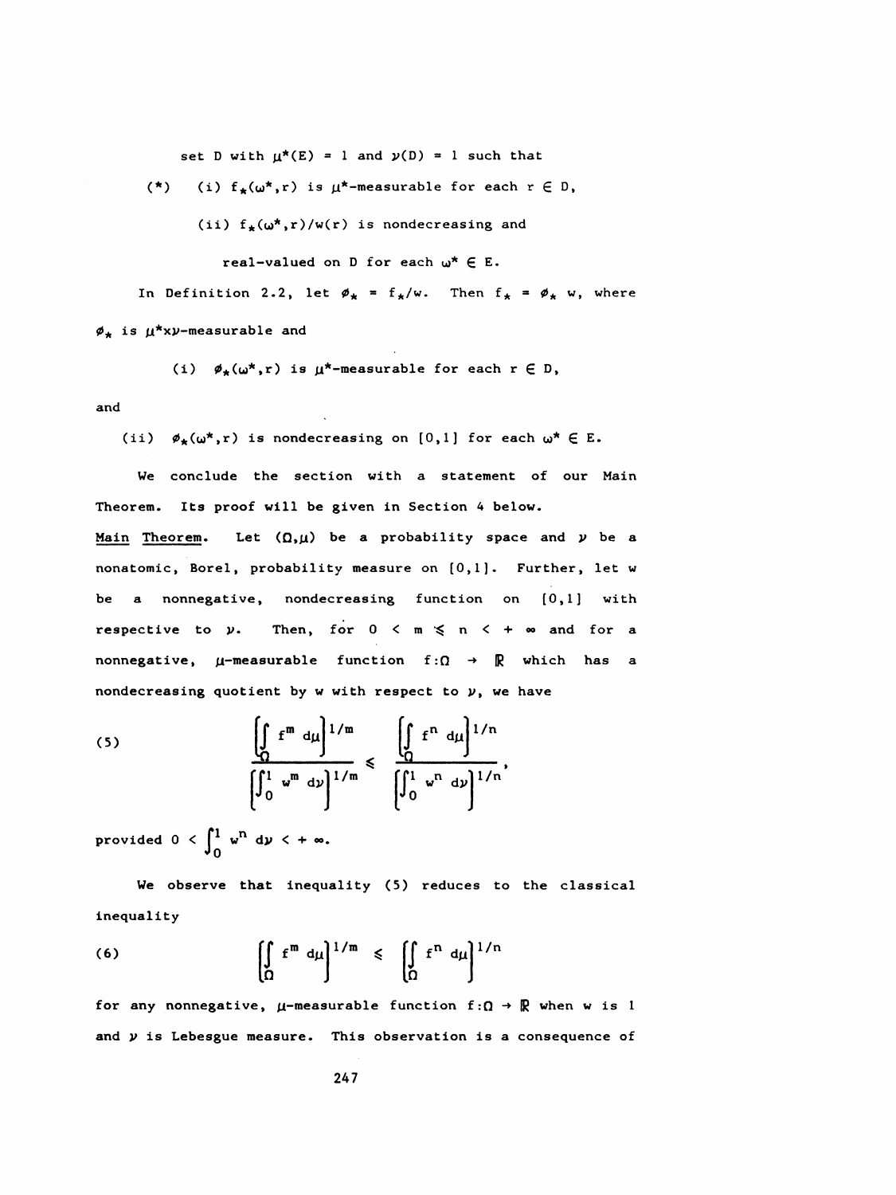set D with $\mu^*(E) = 1$ and $\nu(D) = 1$ such that

(*) (i) $f_*(\omega^*,r)$ is $\mu^*$-measurable for each $r \in D$,

(ii) $f_*(\omega^*,r)/w(r)$ is nondecreasing and real-valued on D for each $\omega^* \in E$.

In Definition 2.2, let $\phi_* = f_*/w$. Then $f_* = \phi_* w$, where $\phi_*$ is $\mu^*\times\nu$-measurable and

(i) $\phi_*(\omega^*,r)$ is $\mu^*$-measurable for each $r \in D$,

and

(ii) $\phi_*(\omega^*,r)$ is nondecreasing on $[0,1]$ for each $\omega^* \in E$.

We conclude the section with a statement of our Main Theorem. Its proof will be given in Section 4 below.

<u>Main Theorem</u>. Let $(\Omega,\mu)$ be a probability space and $\nu$ be a nonatomic, Borel, probability measure on $[0,1]$. Further, let w be a nonnegative, nondecreasing function on $[0,1]$ with respective to $\nu$. Then, for $0 < m \leqslant n < +\infty$ and for a nonnegative, $\mu$-measurable function $f:\Omega \to \mathbb{R}$ which has a nondecreasing quotient by w with respect to $\nu$, we have

$$\frac{\left[\int_\Omega f^m \, d\mu\right]^{1/m}}{\left[\int_0^1 w^m \, d\nu\right]^{1/m}} \leqslant \frac{\left[\int_\Omega f^n \, d\mu\right]^{1/n}}{\left[\int_0^1 w^n \, d\nu\right]^{1/n}}, \tag{5}$$

provided $0 < \int_0^1 w^n \, d\nu < +\infty$.

We observe that inequality (5) reduces to the classical inequality

$$\left[\int_\Omega f^m \, d\mu\right]^{1/m} \leqslant \left[\int_\Omega f^n \, d\mu\right]^{1/n} \tag{6}$$

for any nonnegative, $\mu$-measurable function $f:\Omega \to \mathbb{R}$ when w is 1 and $\nu$ is Lebesgue measure. This observation is a consequence of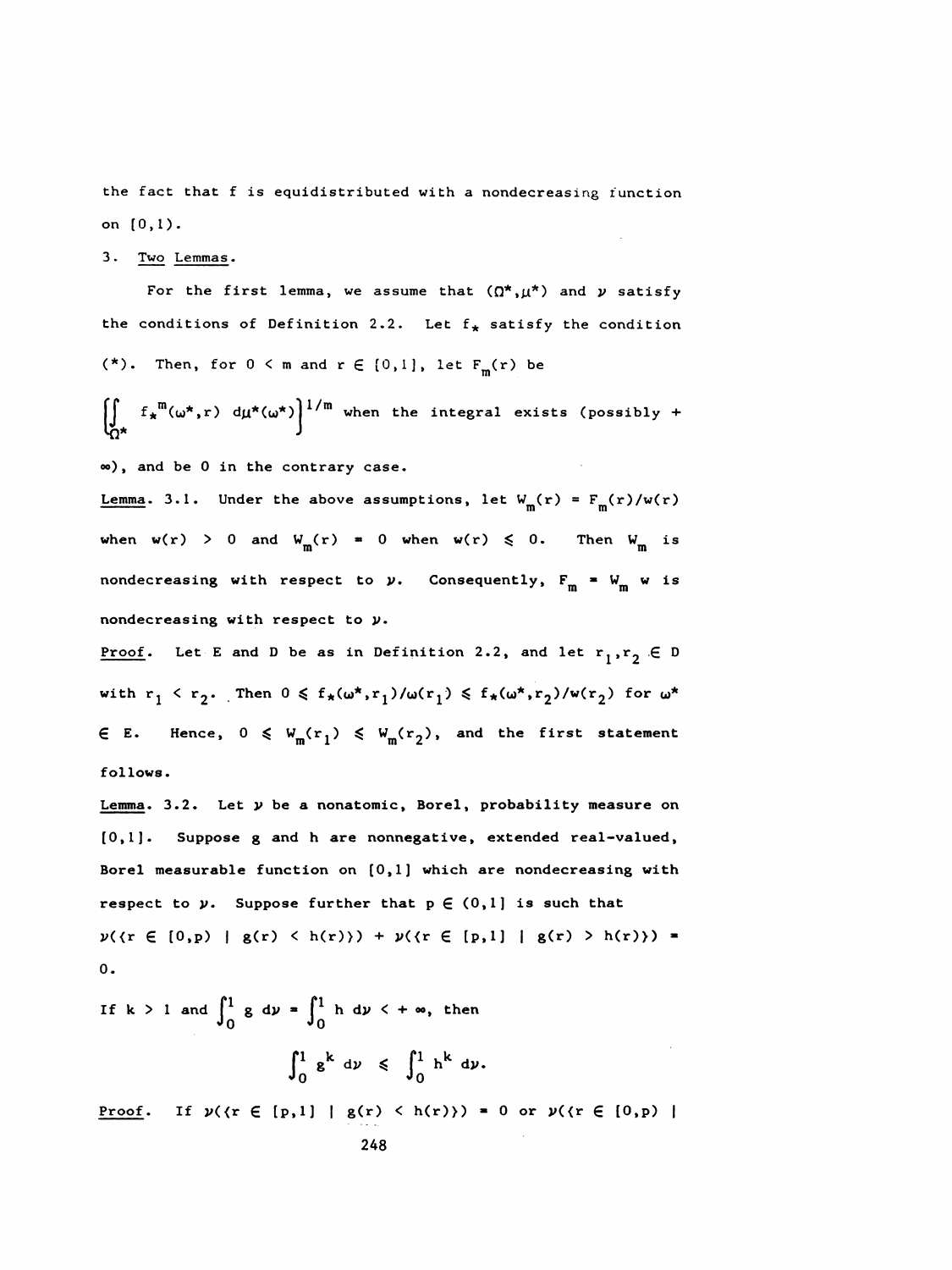the fact that f is equidistributed with a nondecreasing function on $[0,1)$.

## 3. Two Lemmas.

For the first lemma, we assume that $(\Omega^*,\mu^*)$ and $\nu$ satisfy the conditions of Definition 2.2. Let $f_*$ satisfy the condition $(*)$. Then, for $0 < m$ and $r \in [0,1]$, let $F_m(r)$ be $\left[\int_{\Omega^*} f_*^m(\omega^*,r)\ d\mu^*(\omega^*)\right]^{1/m}$ when the integral exists (possibly $+\infty$), and be 0 in the contrary case.

**Lemma. 3.1.** Under the above assumptions, let $W_m(r) = F_m(r)/w(r)$ when $w(r) > 0$ and $W_m(r) = 0$ when $w(r) \leqslant 0$. Then $W_m$ is nondecreasing with respect to $\nu$. Consequently, $F_m = W_m w$ is nondecreasing with respect to $\nu$.

**Proof.** Let E and D be as in Definition 2.2, and let $r_1, r_2 \in D$ with $r_1 < r_2$. Then $0 \leqslant f_*(\omega^*,r_1)/\omega(r_1) \leqslant f_*(\omega^*,r_2)/w(r_2)$ for $\omega^* \in E$. Hence, $0 \leqslant W_m(r_1) \leqslant W_m(r_2)$, and the first statement follows.

**Lemma. 3.2.** Let $\nu$ be a nonatomic, Borel, probability measure on $[0,1]$. Suppose g and h are nonnegative, extended real-valued, Borel measurable function on $[0,1]$ which are nondecreasing with respect to $\nu$. Suppose further that $p \in (0,1]$ is such that $\nu(\{r \in [0,p) \mid g(r) < h(r)\}) + \nu(\{r \in [p,1] \mid g(r) > h(r)\}) = 0$.

If $k > 1$ and $\int_0^1 g\ d\nu = \int_0^1 h\ d\nu < +\infty$, then

$$\int_0^1 g^k\ d\nu \leqslant \int_0^1 h^k\ d\nu.$$

**Proof.** If $\nu(\{r \in [p,1] \mid g(r) < h(r)\}) = 0$ or $\nu(\{r \in [0,p) \mid$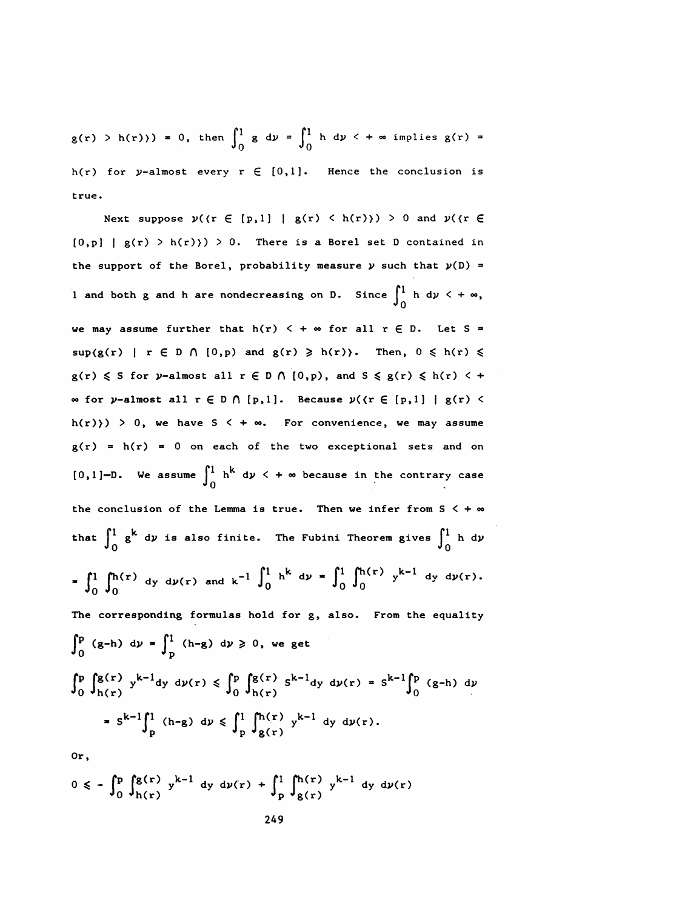$g(r) > h(r)\}) = 0$, then $\int_0^1 g \, d\nu = \int_0^1 h \, d\nu < +\infty$ implies $g(r) = h(r)$ for $\nu$-almost every $r \in [0,1]$. Hence the conclusion is true.

Next suppose $\nu(\{r \in [p,1] \mid g(r) < h(r)\}) > 0$ and $\nu(\{r \in [0,p] \mid g(r) > h(r)\}) > 0$. There is a Borel set $D$ contained in the support of the Borel, probability measure $\nu$ such that $\nu(D) = 1$ and both $g$ and $h$ are nondecreasing on $D$. Since $\int_0^1 h \, d\nu < +\infty$, we may assume further that $h(r) < +\infty$ for all $r \in D$. Let $S = \sup\{g(r) \mid r \in D \cap [0,p)$ and $g(r) \geqslant h(r)\}$. Then, $0 \leqslant h(r) \leqslant g(r) \leqslant S$ for $\nu$-almost all $r \in D \cap [0,p)$, and $S \leqslant g(r) \leqslant h(r) < +\infty$ for $\nu$-almost all $r \in D \cap [p,1]$. Because $\nu(\{r \in [p,1] \mid g(r) < h(r)\}) > 0$, we have $S < +\infty$. For convenience, we may assume $g(r) = h(r) = 0$ on each of the two exceptional sets and on $[0,1]-D$. We assume $\int_0^1 h^k \, d\nu < +\infty$ because in the contrary case the conclusion of the Lemma is true. Then we infer from $S < +\infty$ that $\int_0^1 g^k \, d\nu$ is also finite. The Fubini Theorem gives $\int_0^1 h \, d\nu = \int_0^1 \int_0^{h(r)} dy \, d\nu(r)$ and $k^{-1} \int_0^1 h^k \, d\nu = \int_0^1 \int_0^{h(r)} y^{k-1} \, dy \, d\nu(r)$. The corresponding formulas hold for $g$, also. From the equality $\int_0^p (g-h) \, d\nu = \int_p^1 (h-g) \, d\nu \geqslant 0$, we get

$$\int_0^p \int_{h(r)}^{g(r)} y^{k-1} dy \, d\nu(r) \leqslant \int_0^p \int_{h(r)}^{g(r)} S^{k-1} dy \, d\nu(r) = S^{k-1} \int_0^p (g-h) \, d\nu$$

$$= S^{k-1} \int_p^1 (h-g) \, d\nu \leqslant \int_p^1 \int_{g(r)}^{h(r)} y^{k-1} \, dy \, d\nu(r).$$

Or,

$$0 \leqslant - \int_0^p \int_{h(r)}^{g(r)} y^{k-1} \, dy \, d\nu(r) + \int_p^1 \int_{g(r)}^{h(r)} y^{k-1} \, dy \, d\nu(r)$$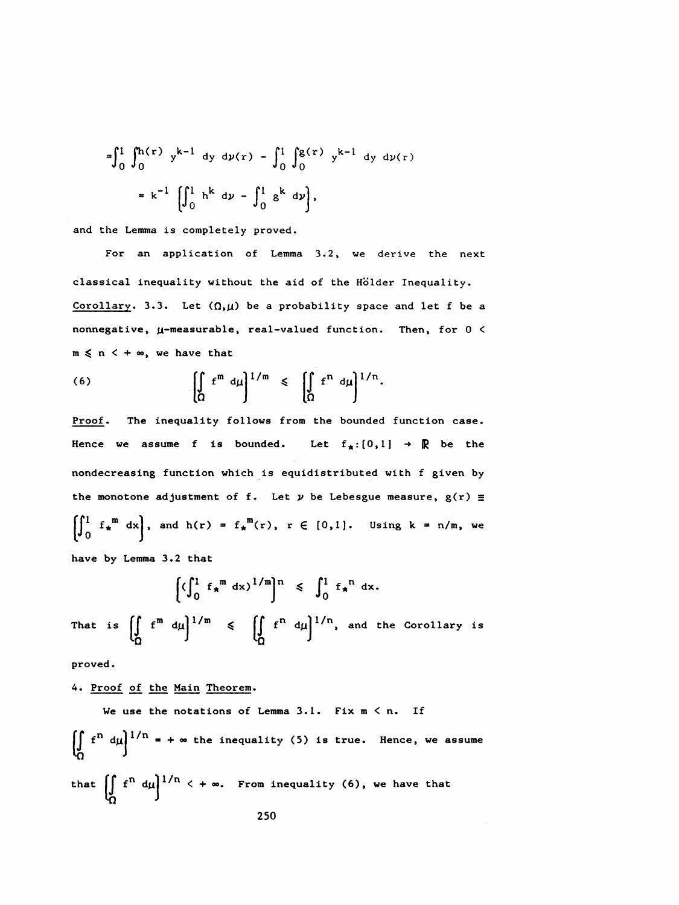$$= \int_0^1 \int_0^{h(r)} y^{k-1}\, dy\, d\nu(r) - \int_0^1 \int_0^{g(r)} y^{k-1}\, dy\, d\nu(r)$$

$$= k^{-1} \left[\int_0^1 h^k\, d\nu - \int_0^1 g^k\, d\nu\right],$$

and the Lemma is completely proved.

For an application of Lemma 3.2, we derive the next classical inequality without the aid of the Hölder Inequality.

Corollary. 3.3. Let $(\Omega,\mu)$ be a probability space and let f be a nonnegative, $\mu$-measurable, real-valued function. Then, for $0 < m \leqslant n < +\infty$, we have that

$$\left[\int_\Omega f^m\, d\mu\right]^{1/m} \leqslant \left[\int_\Omega f^n\, d\mu\right]^{1/n}. \tag{6}$$

Proof. The inequality follows from the bounded function case. Hence we assume f is bounded. Let $f_*:[0,1] \to \mathbb{R}$ be the nondecreasing function which is equidistributed with f given by the monotone adjustment of f. Let $\nu$ be Lebesgue measure, $g(r) \equiv \left[\int_0^1 f_*^{\,m}\, dx\right]$, and $h(r) = f_*^{\,m}(r)$, $r \in [0,1]$. Using $k = n/m$, we have by Lemma 3.2 that

$$\left[\left(\int_0^1 f_*^{\,m}\, dx\right)^{1/m}\right]^n \leqslant \int_0^1 f_*^{\,n}\, dx.$$

That is $\left[\int_\Omega f^m\, d\mu\right]^{1/m} \leqslant \left[\int_\Omega f^n\, d\mu\right]^{1/n}$, and the Corollary is proved.

## 4. Proof of the Main Theorem.

We use the notations of Lemma 3.1. Fix $m < n$. If $\left[\int_\Omega f^n\, d\mu\right]^{1/n} = +\infty$ the inequality (5) is true. Hence, we assume that $\left[\int_\Omega f^n\, d\mu\right]^{1/n} < +\infty$. From inequality (6), we have that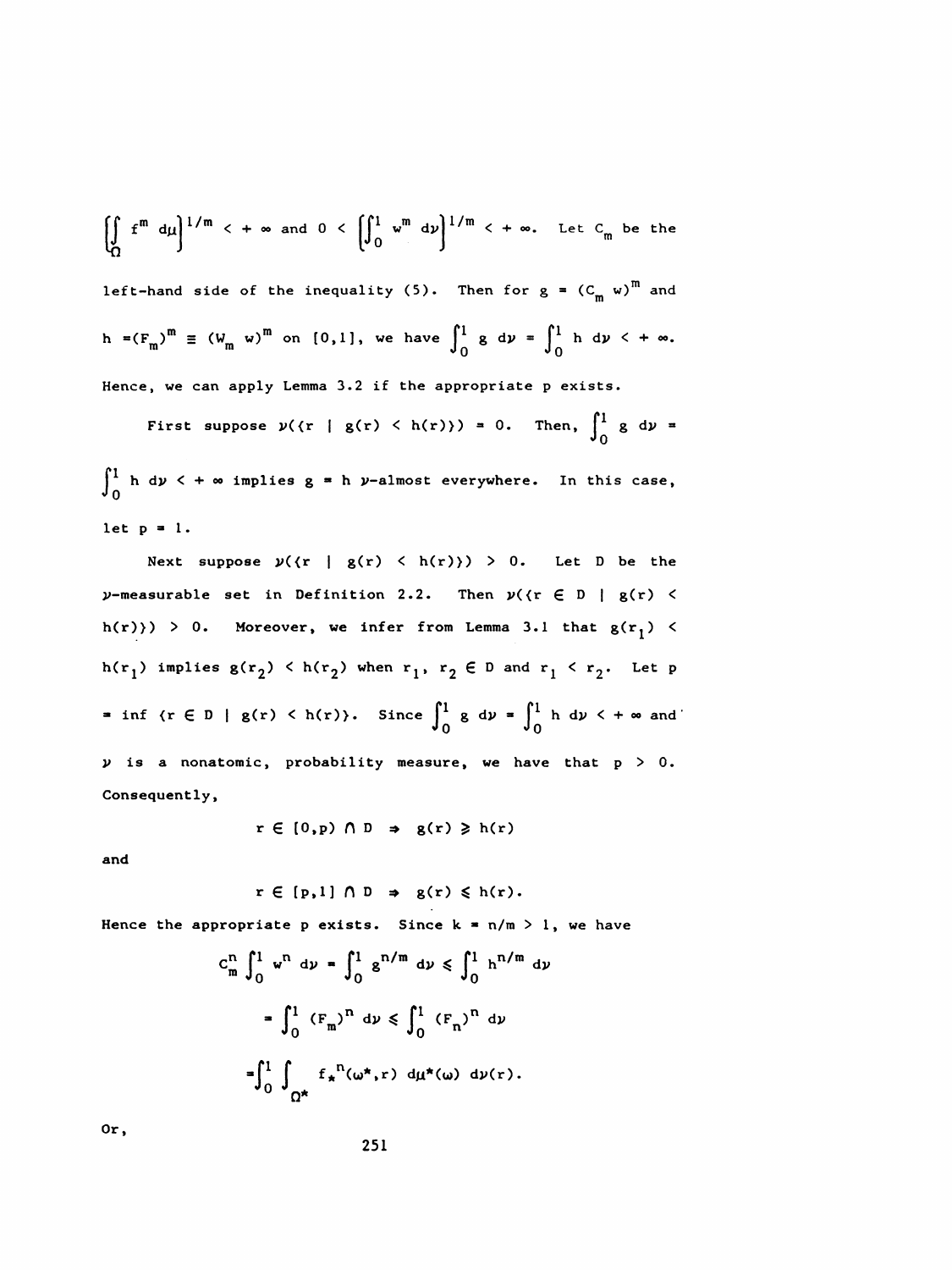$\left(\int_\Omega f^m \, d\mu\right)^{1/m} < +\infty$ and $0 < \left(\int_0^1 w^m \, d\nu\right)^{1/m} < +\infty$. Let $C_m$ be the left-hand side of the inequality (5). Then for $g = (C_m w)^m$ and $h = (F_m)^m \equiv (W_m w)^m$ on $[0,1]$, we have $\int_0^1 g \, d\nu = \int_0^1 h \, d\nu < +\infty$. Hence, we can apply Lemma 3.2 if the appropriate p exists.

First suppose $\nu(\{r \mid g(r) < h(r)\}) = 0$. Then, $\int_0^1 g \, d\nu = \int_0^1 h \, d\nu < +\infty$ implies $g = h$ $\nu$-almost everywhere. In this case, let $p = 1$.

Next suppose $\nu(\{r \mid g(r) < h(r)\}) > 0$. Let D be the $\nu$-measurable set in Definition 2.2. Then $\nu(\{r \in D \mid g(r) < h(r)\}) > 0$. Moreover, we infer from Lemma 3.1 that $g(r_1) < h(r_1)$ implies $g(r_2) < h(r_2)$ when $r_1, r_2 \in D$ and $r_1 < r_2$. Let $p = \inf \{r \in D \mid g(r) < h(r)\}$. Since $\int_0^1 g \, d\nu = \int_0^1 h \, d\nu < +\infty$ and $\nu$ is a nonatomic, probability measure, we have that $p > 0$. Consequently,

$$r \in [0,p) \cap D \;\Rightarrow\; g(r) \geqslant h(r)$$

and

$$r \in [p,1] \cap D \;\Rightarrow\; g(r) \leqslant h(r).$$

Hence the appropriate p exists. Since $k = n/m > 1$, we have

$$\begin{aligned}
C_m^n \int_0^1 w^n \, d\nu &= \int_0^1 g^{n/m} \, d\nu \leqslant \int_0^1 h^{n/m} \, d\nu \\
&= \int_0^1 (F_m)^n \, d\nu \leqslant \int_0^1 (F_n)^n \, d\nu \\
&= \int_0^1 \int_{\Omega^*} f_*^{\,n}(\omega^*, r) \, d\mu^*(\omega) \, d\nu(r).
\end{aligned}$$

Or,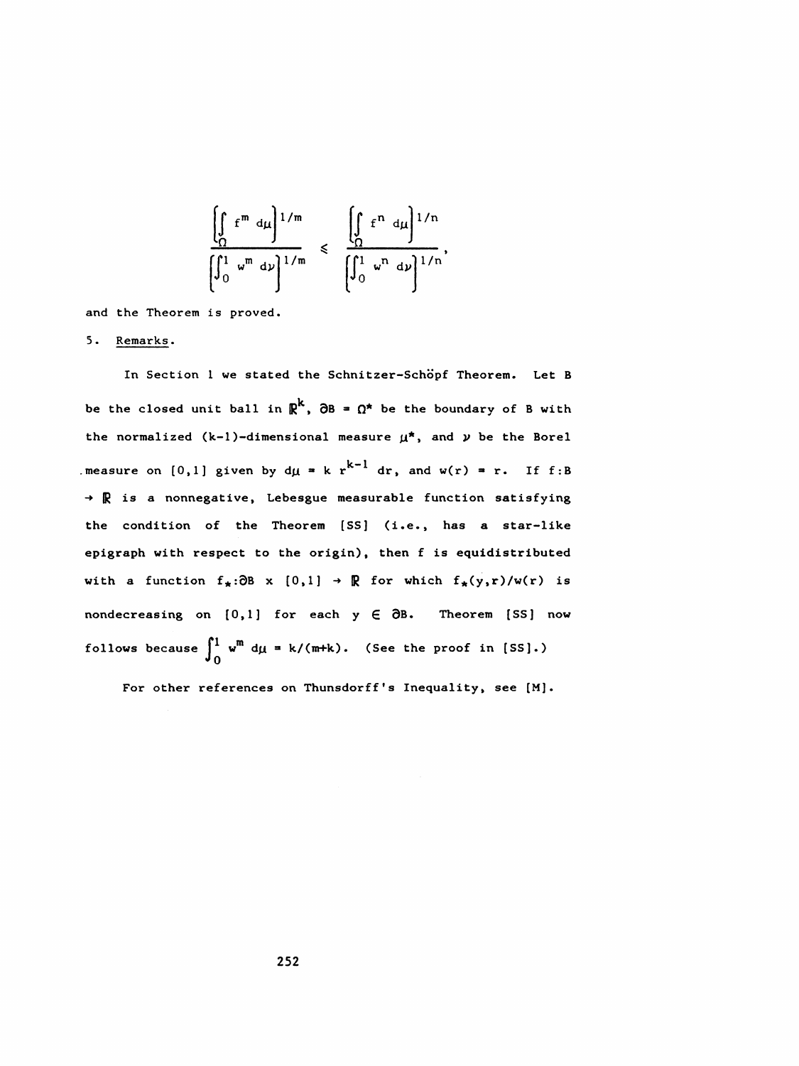$$\frac{\left[\int_{\Omega} f^m \, d\mu\right]^{1/m}}{\left[\int_0^1 w^m \, d\nu\right]^{1/m}} \leqslant \frac{\left[\int_{\Omega} f^n \, d\mu\right]^{1/n}}{\left[\int_0^1 w^n \, d\nu\right]^{1/n}},$$

and the Theorem is proved.

## 5. Remarks.

In Section 1 we stated the Schnitzer-Schöpf Theorem. Let B be the closed unit ball in $\mathbb{R}^k$, $\partial B = \Omega^*$ be the boundary of B with the normalized (k-1)-dimensional measure $\mu^*$, and $\nu$ be the Borel measure on $[0,1]$ given by $d\mu = k\, r^{k-1}\, dr$, and $w(r) = r$. If $f: B \to \mathbb{R}$ is a nonnegative, Lebesgue measurable function satisfying the condition of the Theorem [SS] (i.e., has a star-like epigraph with respect to the origin), then f is equidistributed with a function $f_*: \partial B \times [0,1] \to \mathbb{R}$ for which $f_*(y,r)/w(r)$ is nondecreasing on $[0,1]$ for each $y \in \partial B$. Theorem [SS] now follows because $\int_0^1 w^m \, d\mu = k/(m+k)$. (See the proof in [SS].)

For other references on Thunsdorff's Inequality, see [M].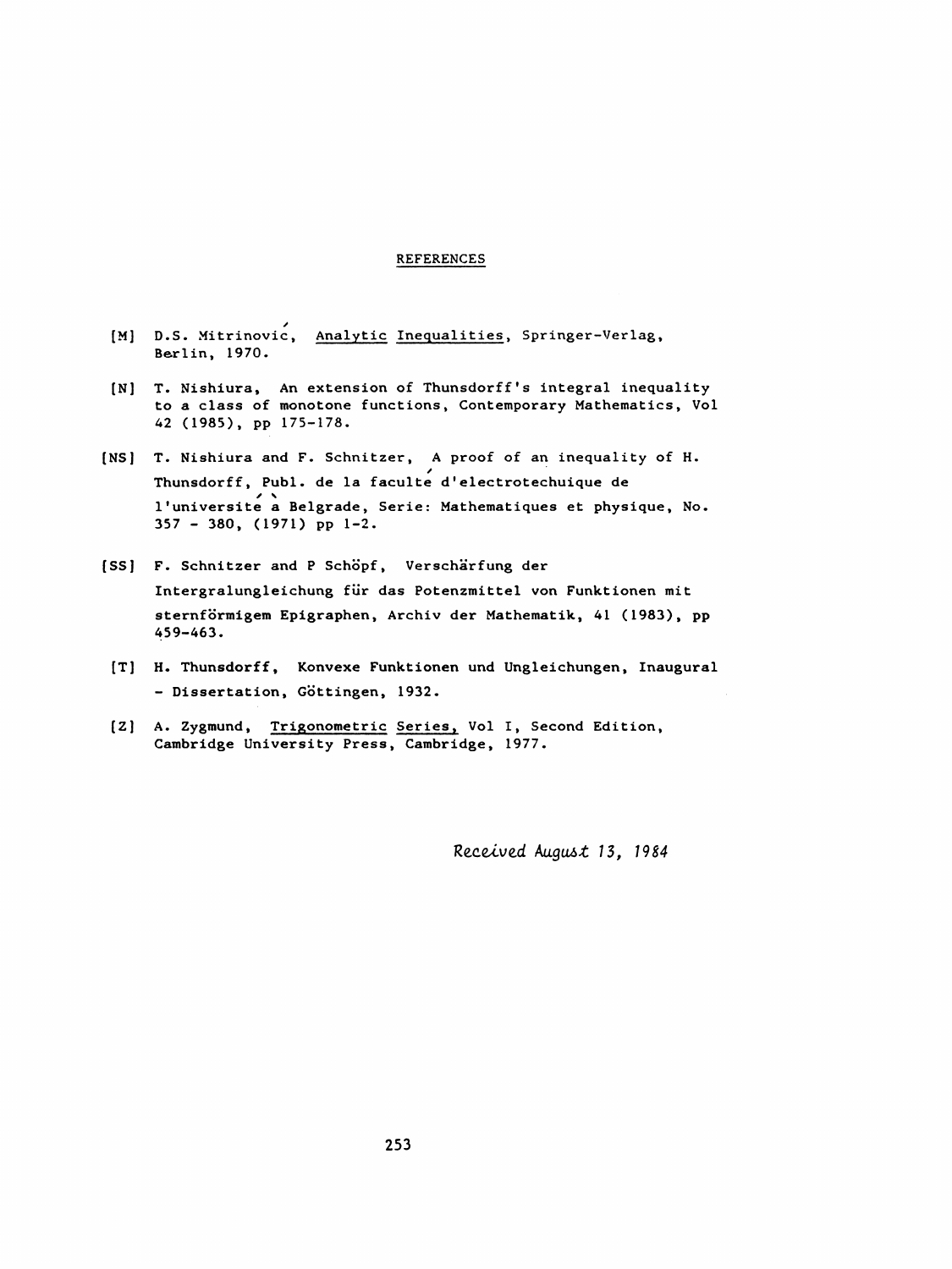## REFERENCES

[M] D.S. Mitrinović, Analytic Inequalities, Springer-Verlag, Berlin, 1970.

[N] T. Nishiura, An extension of Thunsdorff's integral inequality to a class of monotone functions, Contemporary Mathematics, Vol 42 (1985), pp 175-178.

[NS] T. Nishiura and F. Schnitzer, A proof of an inequality of H. Thunsdorff, Publ. de la faculté d'electrotechuique de l'université à Belgrade, Serie: Mathematiques et physique, No. 357 - 380, (1971) pp 1-2.

[SS] F. Schnitzer and P Schöpf, Verschärfung der Intergralungleichung für das Potenzmittel von Funktionen mit sternförmigem Epigraphen, Archiv der Mathematik, 41 (1983), pp 459-463.

[T] H. Thunsdorff, Konvexe Funktionen und Ungleichungen, Inaugural - Dissertation, Göttingen, 1932.

[Z] A. Zygmund, Trigonometric Series, Vol I, Second Edition, Cambridge University Press, Cambridge, 1977.

*Received August 13, 1984*